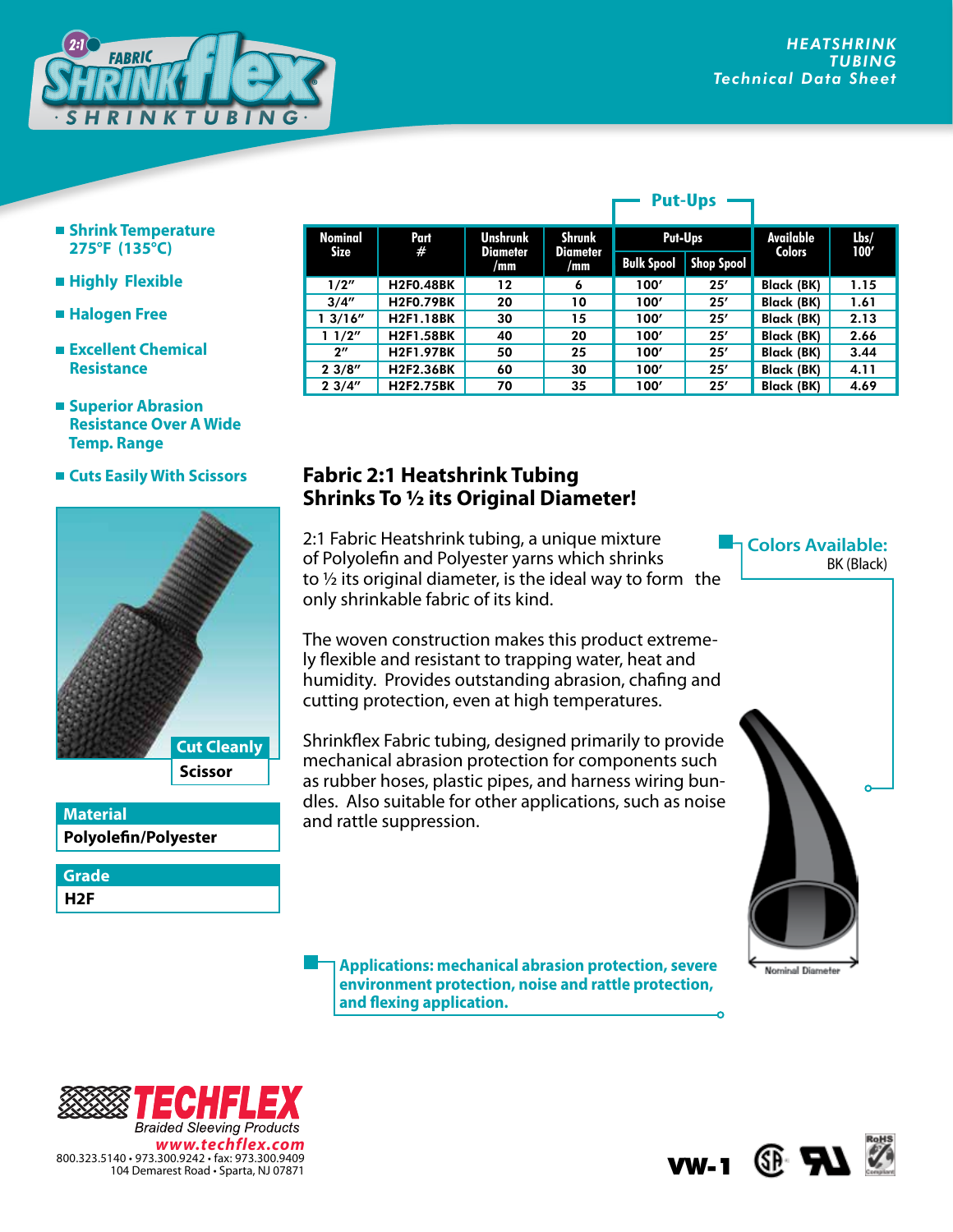# 2:1 FABRIC SHRINKflex® · SHRINKTUBING ·

**HEATSHRINK TUBING**
**Technical Data Sheet**

- **Shrink Temperature 275°F (135°C)**
- **Highly Flexible**
- **Halogen Free**
- **Excellent Chemical Resistance**
- **Superior Abrasion Resistance Over A Wide Temp. Range**
- **Cuts Easily With Scissors**

| Nominal Size | Part # | Unshrunk Diameter /mm | Shrunk Diameter /mm | Put-Ups | | Available Colors | Lbs/ 100′ |
|---|---|---|---|---|---|---|---|
| | | | | Bulk Spool | Shop Spool | | |
| 1/2″ | H2F0.48BK | 12 | 6 | 100′ | 25′ | Black (BK) | 1.15 |
| 3/4″ | H2F0.79BK | 20 | 10 | 100′ | 25′ | Black (BK) | 1.61 |
| 1 3/16″ | H2F1.18BK | 30 | 15 | 100′ | 25′ | Black (BK) | 2.13 |
| 1 1/2″ | H2F1.58BK | 40 | 20 | 100′ | 25′ | Black (BK) | 2.66 |
| 2″ | H2F1.97BK | 50 | 25 | 100′ | 25′ | Black (BK) | 3.44 |
| 2 3/8″ | H2F2.36BK | 60 | 30 | 100′ | 25′ | Black (BK) | 4.11 |
| 2 3/4″ | H2F2.75BK | 70 | 35 | 100′ | 25′ | Black (BK) | 4.69 |

## Fabric 2:1 Heatshrink Tubing Shrinks To ½ its Original Diameter!

2:1 Fabric Heatshrink tubing, a unique mixture of Polyolefin and Polyester yarns which shrinks to ½ its original diameter, is the ideal way to form the only shrinkable fabric of its kind.

The woven construction makes this product extremely flexible and resistant to trapping water, heat and humidity. Provides outstanding abrasion, chafing and cutting protection, even at high temperatures.

Shrinkflex Fabric tubing, designed primarily to provide mechanical abrasion protection for components such as rubber hoses, plastic pipes, and harness wiring bundles. Also suitable for other applications, such as noise and rattle suppression.

**Colors Available:**
BK (Black)

**Cut Cleanly**
**Scissor**

**Material**
**Polyolefin/Polyester**

**Grade**
**H2F**

**Applications: mechanical abrasion protection, severe environment protection, noise and rattle protection, and flexing application.**

Nominal Diameter

**TECHFLEX**
*Braided Sleeving Products*
*www.techflex.com*
800.323.5140 • 973.300.9242 • fax: 973.300.9409
104 Demarest Road • Sparta, NJ 07871

VW-1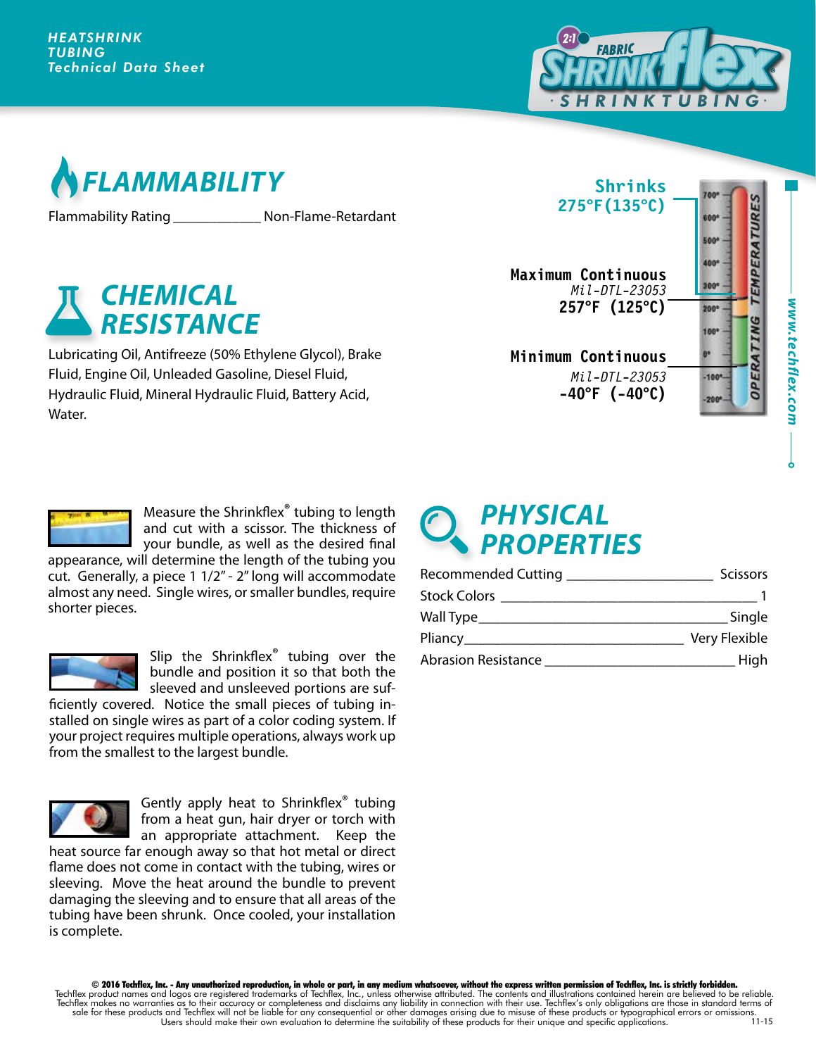HEATSHRINK TUBING
Technical Data Sheet

## FLAMMABILITY

Flammability Rating ____________ Non-Flame-Retardant

## CHEMICAL RESISTANCE

Lubricating Oil, Antifreeze (50% Ethylene Glycol), Brake Fluid, Engine Oil, Unleaded Gasoline, Diesel Fluid, Hydraulic Fluid, Mineral Hydraulic Fluid, Battery Acid, Water.

**Shrinks**
275°F (135°C)

**Maximum Continuous**
*Mil-DTL-23053*
**257°F (125°C)**

**Minimum Continuous**
*Mil-DTL-23053*
**-40°F (-40°C)**

OPERATING TEMPERATURES

700°
600°
500°
400°
300°
200°
100°
0°
-100°
-200°

Measure the Shrinkflex® tubing to length and cut with a scissor. The thickness of your bundle, as well as the desired final appearance, will determine the length of the tubing you cut. Generally, a piece 1 1/2" - 2" long will accommodate almost any need. Single wires, or smaller bundles, require shorter pieces.

Slip the Shrinkflex® tubing over the bundle and position it so that both the sleeved and unsleeved portions are sufficiently covered. Notice the small pieces of tubing installed on single wires as part of a color coding system. If your project requires multiple operations, always work up from the smallest to the largest bundle.

Gently apply heat to Shrinkflex® tubing from a heat gun, hair dryer or torch with an appropriate attachment. Keep the heat source far enough away so that hot metal or direct flame does not come in contact with the tubing, wires or sleeving. Move the heat around the bundle to prevent damaging the sleeving and to ensure that all areas of the tubing have been shrunk. Once cooled, your installation is complete.

## PHYSICAL PROPERTIES

| | |
|---|---|
| Recommended Cutting | Scissors |
| Stock Colors | 1 |
| Wall Type | Single |
| Pliancy | Very Flexible |
| Abrasion Resistance | High |

www.techflex.com

**© 2016 Techflex, Inc. - Any unauthorized reproduction, in whole or part, in any medium whatsoever, without the express written permission of Techflex, Inc. is strictly forbidden.**
Techflex product names and logos are registered trademarks of Techflex, Inc., unless otherwise attributed. The contents and illustrations contained herein are believed to be reliable. Techflex makes no warranties as to their accuracy or completeness and disclaims any liability in connection with their use. Techflex's only obligations are those in standard terms of sale for these products and Techflex will not be liable for any consequential or other damages arising due to misuse of these products or typographical errors or omissions. Users should make their own evaluation to determine the suitability of these products for their unique and specific applications.
11-15